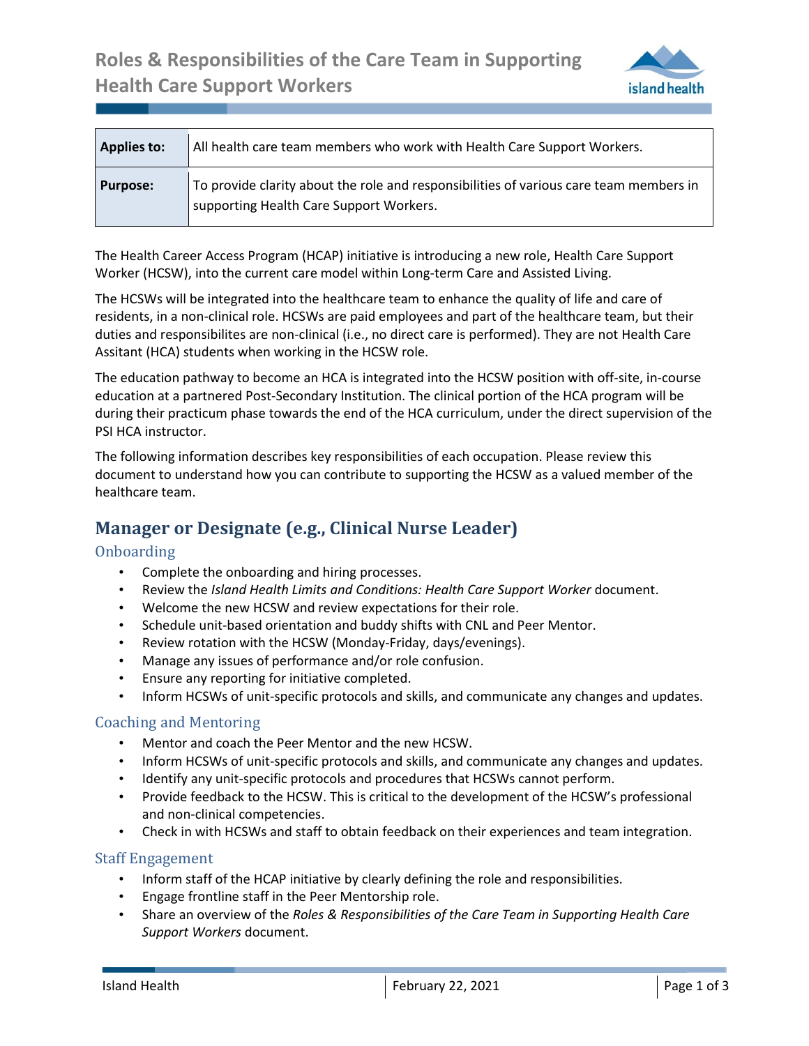# Roles & Responsibilities of the Care Team in Supporting Health Care Support Workers

| | |
|---|---|
| **Applies to:** | All health care team members who work with Health Care Support Workers. |
| **Purpose:** | To provide clarity about the role and responsibilities of various care team members in supporting Health Care Support Workers. |

The Health Career Access Program (HCAP) initiative is introducing a new role, Health Care Support Worker (HCSW), into the current care model within Long-term Care and Assisted Living.

The HCSWs will be integrated into the healthcare team to enhance the quality of life and care of residents, in a non-clinical role. HCSWs are paid employees and part of the healthcare team, but their duties and responsibilites are non-clinical (i.e., no direct care is performed). They are not Health Care Assitant (HCA) students when working in the HCSW role.

The education pathway to become an HCA is integrated into the HCSW position with off-site, in-course education at a partnered Post-Secondary Institution. The clinical portion of the HCA program will be during their practicum phase towards the end of the HCA curriculum, under the direct supervision of the PSI HCA instructor.

The following information describes key responsibilities of each occupation. Please review this document to understand how you can contribute to supporting the HCSW as a valued member of the healthcare team.

## Manager or Designate (e.g., Clinical Nurse Leader)

### Onboarding

- Complete the onboarding and hiring processes.
- Review the *Island Health Limits and Conditions: Health Care Support Worker* document.
- Welcome the new HCSW and review expectations for their role.
- Schedule unit-based orientation and buddy shifts with CNL and Peer Mentor.
- Review rotation with the HCSW (Monday-Friday, days/evenings).
- Manage any issues of performance and/or role confusion.
- Ensure any reporting for initiative completed.
- Inform HCSWs of unit-specific protocols and skills, and communicate any changes and updates.

### Coaching and Mentoring

- Mentor and coach the Peer Mentor and the new HCSW.
- Inform HCSWs of unit-specific protocols and skills, and communicate any changes and updates.
- Identify any unit-specific protocols and procedures that HCSWs cannot perform.
- Provide feedback to the HCSW. This is critical to the development of the HCSW's professional and non-clinical competencies.
- Check in with HCSWs and staff to obtain feedback on their experiences and team integration.

### Staff Engagement

- Inform staff of the HCAP initiative by clearly defining the role and responsibilities.
- Engage frontline staff in the Peer Mentorship role.
- Share an overview of the *Roles & Responsibilities of the Care Team in Supporting Health Care Support Workers* document.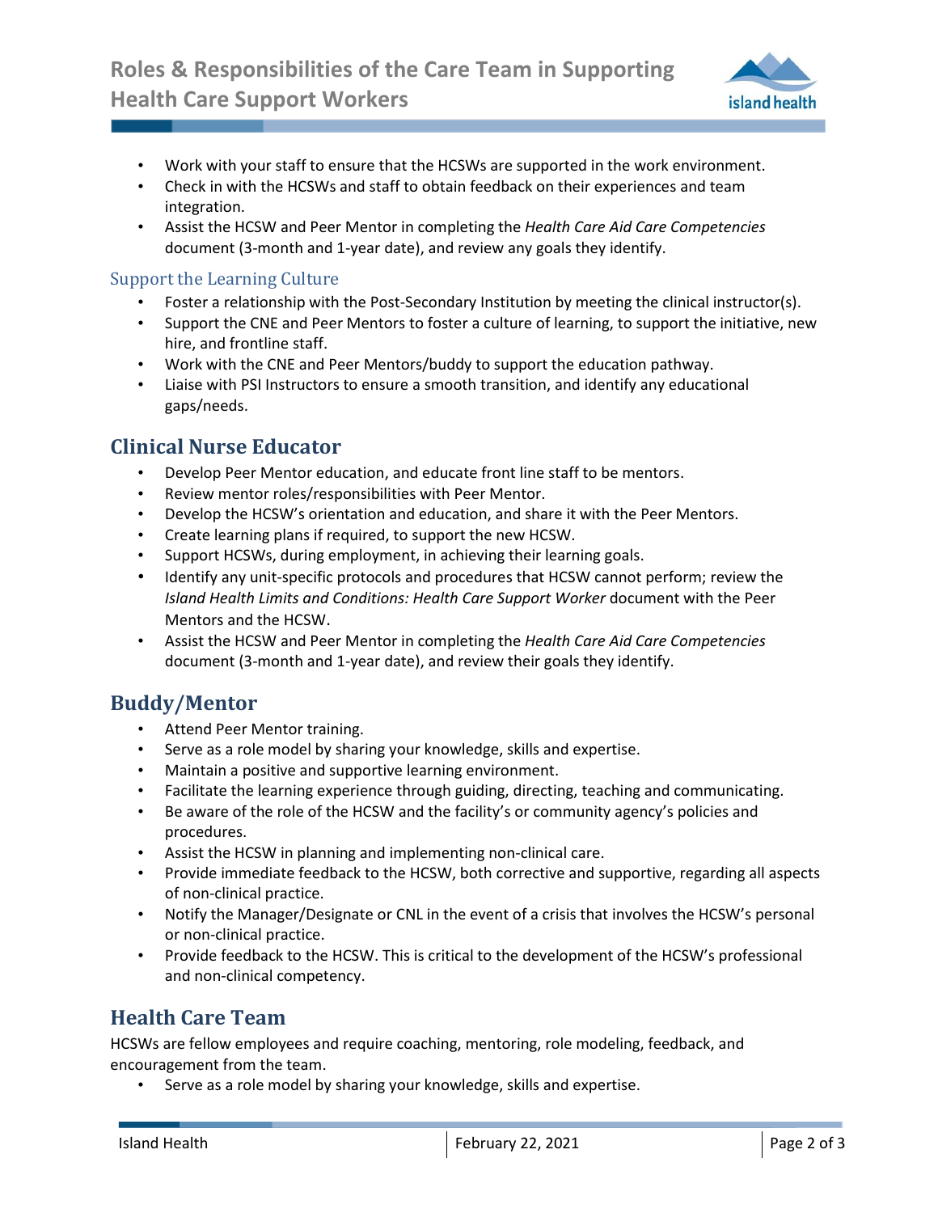- Work with your staff to ensure that the HCSWs are supported in the work environment.
- Check in with the HCSWs and staff to obtain feedback on their experiences and team integration.
- Assist the HCSW and Peer Mentor in completing the *Health Care Aid Care Competencies* document (3-month and 1-year date), and review any goals they identify.

### Support the Learning Culture

- Foster a relationship with the Post-Secondary Institution by meeting the clinical instructor(s).
- Support the CNE and Peer Mentors to foster a culture of learning, to support the initiative, new hire, and frontline staff.
- Work with the CNE and Peer Mentors/buddy to support the education pathway.
- Liaise with PSI Instructors to ensure a smooth transition, and identify any educational gaps/needs.

## Clinical Nurse Educator

- Develop Peer Mentor education, and educate front line staff to be mentors.
- Review mentor roles/responsibilities with Peer Mentor.
- Develop the HCSW's orientation and education, and share it with the Peer Mentors.
- Create learning plans if required, to support the new HCSW.
- Support HCSWs, during employment, in achieving their learning goals.
- Identify any unit-specific protocols and procedures that HCSW cannot perform; review the *Island Health Limits and Conditions: Health Care Support Worker* document with the Peer Mentors and the HCSW.
- Assist the HCSW and Peer Mentor in completing the *Health Care Aid Care Competencies* document (3-month and 1-year date), and review their goals they identify.

## Buddy/Mentor

- Attend Peer Mentor training.
- Serve as a role model by sharing your knowledge, skills and expertise.
- Maintain a positive and supportive learning environment.
- Facilitate the learning experience through guiding, directing, teaching and communicating.
- Be aware of the role of the HCSW and the facility's or community agency's policies and procedures.
- Assist the HCSW in planning and implementing non-clinical care.
- Provide immediate feedback to the HCSW, both corrective and supportive, regarding all aspects of non-clinical practice.
- Notify the Manager/Designate or CNL in the event of a crisis that involves the HCSW's personal or non-clinical practice.
- Provide feedback to the HCSW. This is critical to the development of the HCSW's professional and non-clinical competency.

## Health Care Team

HCSWs are fellow employees and require coaching, mentoring, role modeling, feedback, and encouragement from the team.

- Serve as a role model by sharing your knowledge, skills and expertise.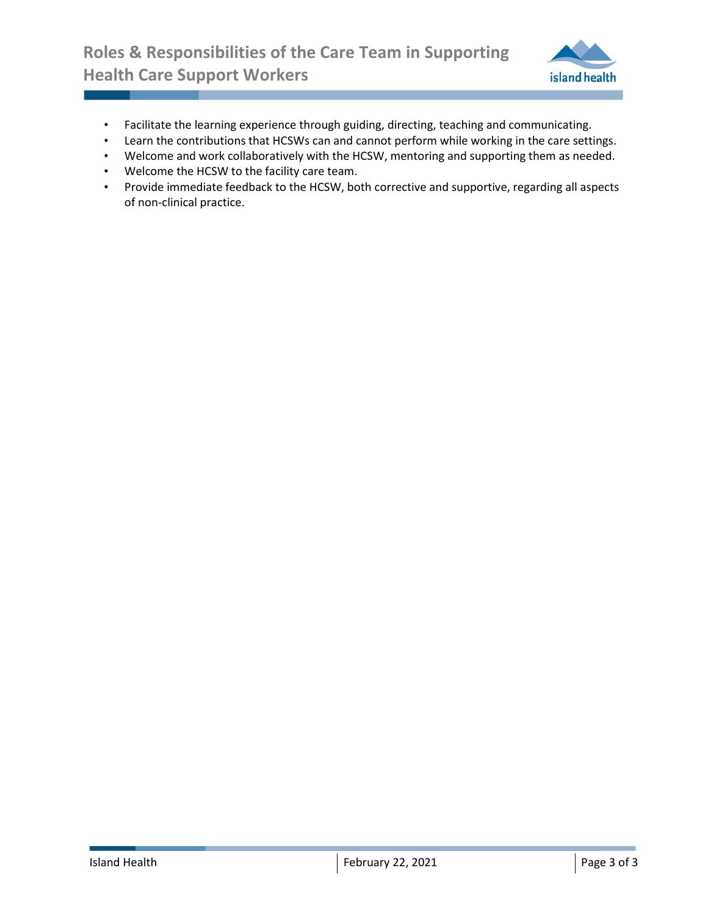- Facilitate the learning experience through guiding, directing, teaching and communicating.
- Learn the contributions that HCSWs can and cannot perform while working in the care settings.
- Welcome and work collaboratively with the HCSW, mentoring and supporting them as needed.
- Welcome the HCSW to the facility care team.
- Provide immediate feedback to the HCSW, both corrective and supportive, regarding all aspects of non-clinical practice.